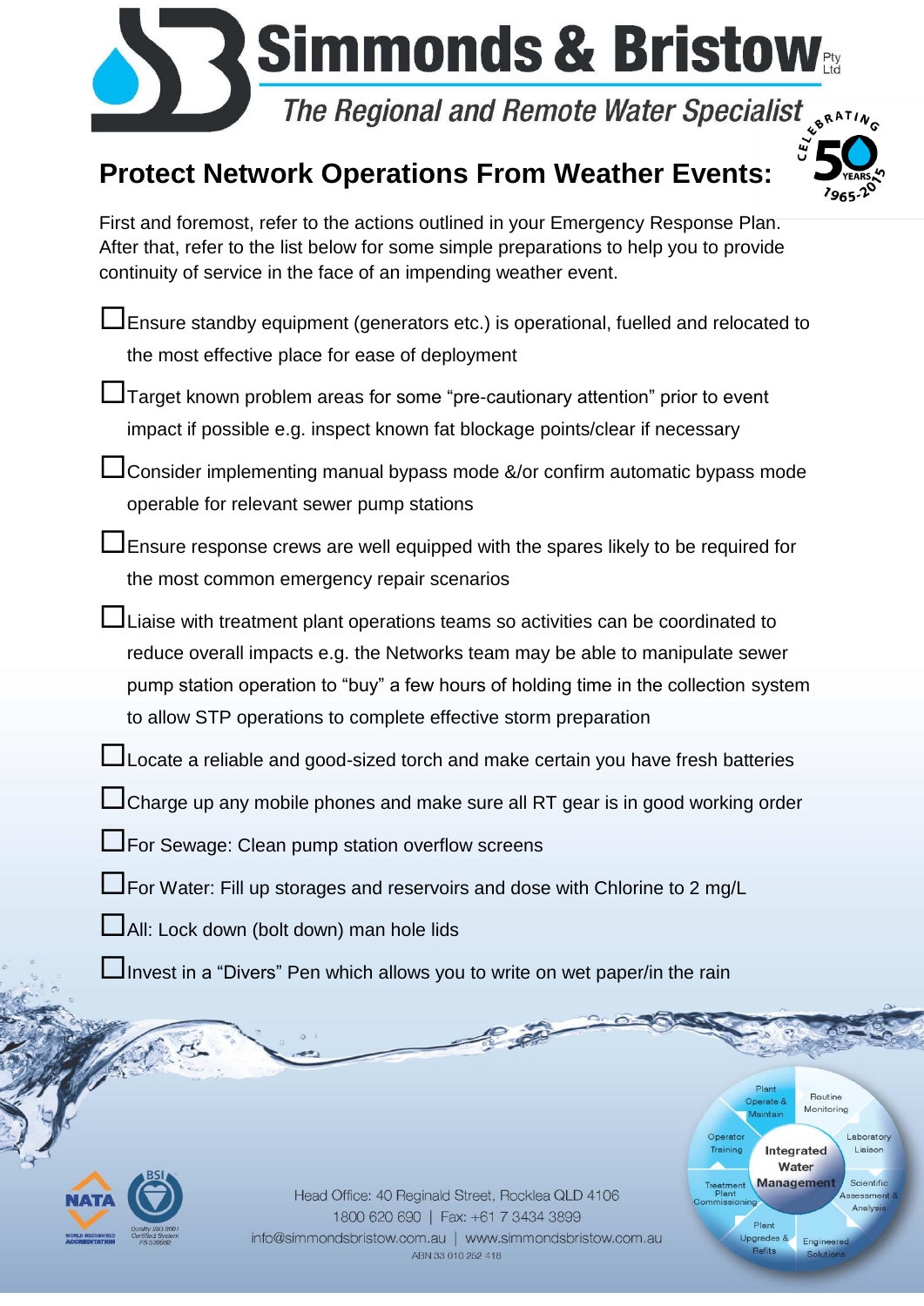# Simmonds & Bristow Pty Ltd

*The Regional and Remote Water Specialist*

CELEBRATING 50 YEARS 1965-2015

## Protect Network Operations From Weather Events:

First and foremost, refer to the actions outlined in your Emergency Response Plan. After that, refer to the list below for some simple preparations to help you to provide continuity of service in the face of an impending weather event.

- ☐ Ensure standby equipment (generators etc.) is operational, fuelled and relocated to the most effective place for ease of deployment
- ☐ Target known problem areas for some "pre-cautionary attention" prior to event impact if possible e.g. inspect known fat blockage points/clear if necessary
- ☐ Consider implementing manual bypass mode &/or confirm automatic bypass mode operable for relevant sewer pump stations
- ☐ Ensure response crews are well equipped with the spares likely to be required for the most common emergency repair scenarios
- ☐ Liaise with treatment plant operations teams so activities can be coordinated to reduce overall impacts e.g. the Networks team may be able to manipulate sewer pump station operation to "buy" a few hours of holding time in the collection system to allow STP operations to complete effective storm preparation
- ☐ Locate a reliable and good-sized torch and make certain you have fresh batteries
- ☐ Charge up any mobile phones and make sure all RT gear is in good working order
- ☐ For Sewage: Clean pump station overflow screens
- ☐ For Water: Fill up storages and reservoirs and dose with Chlorine to 2 mg/L
- ☐ All: Lock down (bolt down) man hole lids
- ☐ Invest in a "Divers" Pen which allows you to write on wet paper/in the rain

NATA WORLD RECOGNISED ACCREDITATION | BSI Quality ISO 9001 Certified System FS 526692

Head Office: 40 Reginald Street, Rocklea QLD 4106
1800 620 690 | Fax: +61 7 3434 3899
info@simmondsbristow.com.au | www.simmondsbristow.com.au
ABN 33 010 252 418

**Integrated Water Management**: Plant Operate & Maintain; Routine Monitoring; Laboratory Liaison; Scientific Assessment & Analysis; Engineered Solutions; Plant Upgrades & Refits; Treatment Plant Commissioning; Operator Training